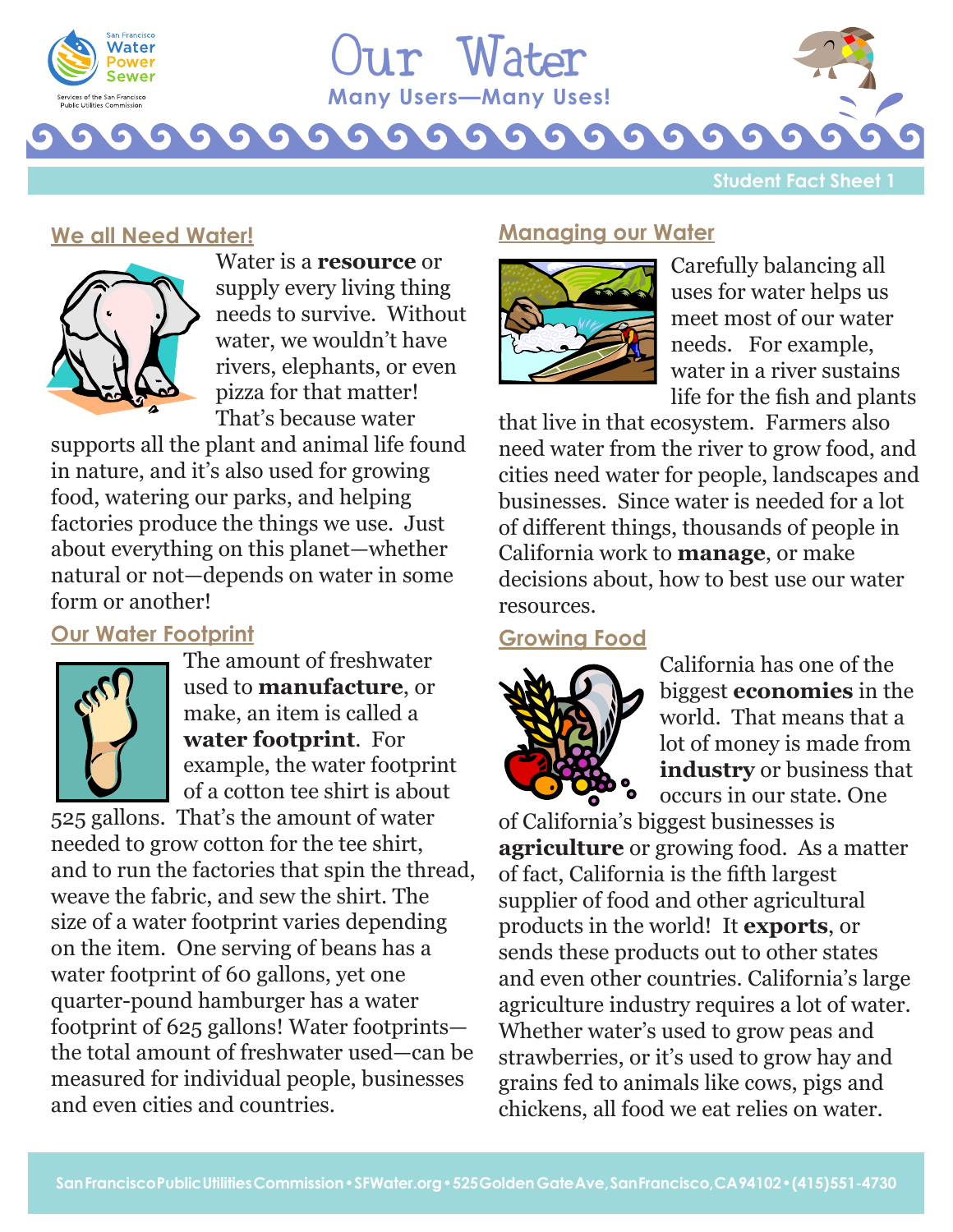# Our Water

**Many Users—Many Uses!**

Student Fact Sheet 1

## We all Need Water!

Water is a **resource** or supply every living thing needs to survive. Without water, we wouldn't have rivers, elephants, or even pizza for that matter! That's because water supports all the plant and animal life found in nature, and it's also used for growing food, watering our parks, and helping factories produce the things we use. Just about everything on this planet—whether natural or not—depends on water in some form or another!

## Our Water Footprint

The amount of freshwater used to **manufacture**, or make, an item is called a **water footprint**. For example, the water footprint of a cotton tee shirt is about 525 gallons. That's the amount of water needed to grow cotton for the tee shirt, and to run the factories that spin the thread, weave the fabric, and sew the shirt. The size of a water footprint varies depending on the item. One serving of beans has a water footprint of 60 gallons, yet one quarter-pound hamburger has a water footprint of 625 gallons! Water footprints—the total amount of freshwater used—can be measured for individual people, businesses and even cities and countries.

## Managing our Water

Carefully balancing all uses for water helps us meet most of our water needs. For example, water in a river sustains life for the fish and plants that live in that ecosystem. Farmers also need water from the river to grow food, and cities need water for people, landscapes and businesses. Since water is needed for a lot of different things, thousands of people in California work to **manage**, or make decisions about, how to best use our water resources.

## Growing Food

California has one of the biggest **economies** in the world. That means that a lot of money is made from **industry** or business that occurs in our state. One of California's biggest businesses is **agriculture** or growing food. As a matter of fact, California is the fifth largest supplier of food and other agricultural products in the world! It **exports**, or sends these products out to other states and even other countries. California's large agriculture industry requires a lot of water. Whether water's used to grow peas and strawberries, or it's used to grow hay and grains fed to animals like cows, pigs and chickens, all food we eat relies on water.

San Francisco Public Utilities Commission • SFWater.org • 525 Golden Gate Ave, San Francisco, CA 94102 • (415) 551-4730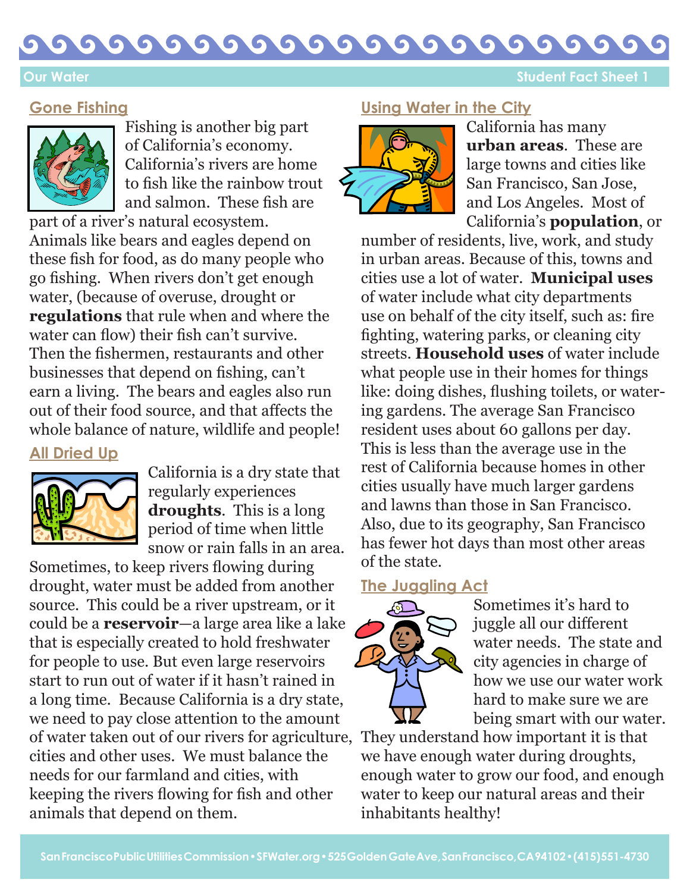## Gone Fishing

Fishing is another big part of California's economy. California's rivers are home to fish like the rainbow trout and salmon. These fish are part of a river's natural ecosystem. Animals like bears and eagles depend on these fish for food, as do many people who go fishing. When rivers don't get enough water, (because of overuse, drought or **regulations** that rule when and where the water can flow) their fish can't survive. Then the fishermen, restaurants and other businesses that depend on fishing, can't earn a living. The bears and eagles also run out of their food source, and that affects the whole balance of nature, wildlife and people!

## All Dried Up

California is a dry state that regularly experiences **droughts**. This is a long period of time when little snow or rain falls in an area. Sometimes, to keep rivers flowing during drought, water must be added from another source. This could be a river upstream, or it could be a **reservoir**—a large area like a lake that is especially created to hold freshwater for people to use. But even large reservoirs start to run out of water if it hasn't rained in a long time. Because California is a dry state, we need to pay close attention to the amount of water taken out of our rivers for agriculture, cities and other uses. We must balance the needs for our farmland and cities, with keeping the rivers flowing for fish and other animals that depend on them.

## Using Water in the City

California has many **urban areas**. These are large towns and cities like San Francisco, San Jose, and Los Angeles. Most of California's **population**, or number of residents, live, work, and study in urban areas. Because of this, towns and cities use a lot of water. **Municipal uses** of water include what city departments use on behalf of the city itself, such as: fire fighting, watering parks, or cleaning city streets. **Household uses** of water include what people use in their homes for things like: doing dishes, flushing toilets, or watering gardens. The average San Francisco resident uses about 60 gallons per day. This is less than the average use in the rest of California because homes in other cities usually have much larger gardens and lawns than those in San Francisco. Also, due to its geography, San Francisco has fewer hot days than most other areas of the state.

## The Juggling Act

Sometimes it's hard to juggle all our different water needs. The state and city agencies in charge of how we use our water work hard to make sure we are being smart with our water. They understand how important it is that we have enough water during droughts, enough water to grow our food, and enough water to keep our natural areas and their inhabitants healthy!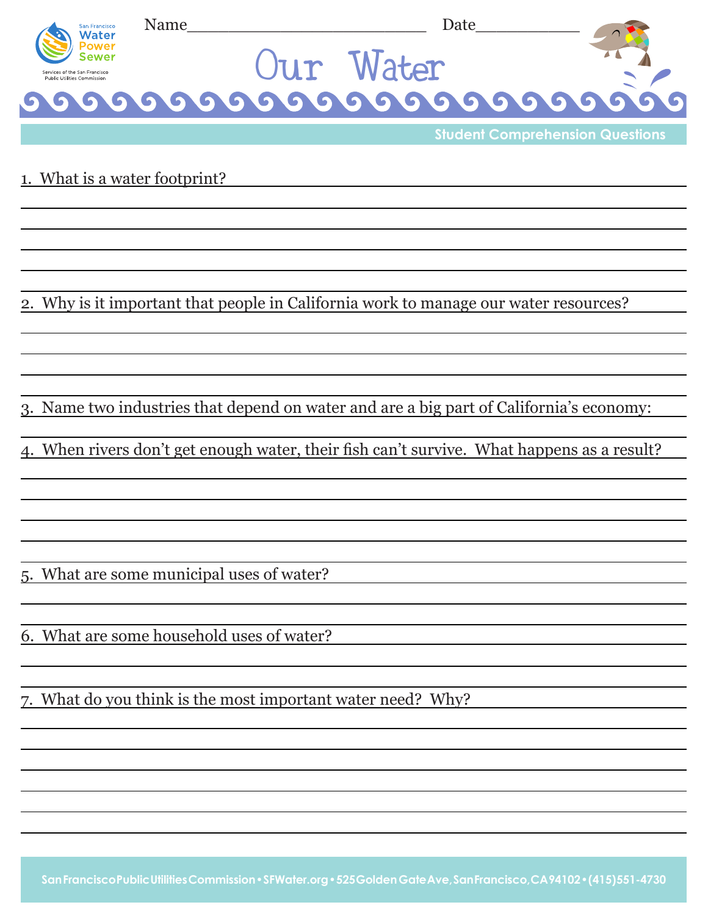Name_________________________ Date___________

# Our Water

## Student Comprehension Questions

1. What is a water footprint?

2. Why is it important that people in California work to manage our water resources?

3. Name two industries that depend on water and are a big part of California's economy:

4. When rivers don't get enough water, their fish can't survive. What happens as a result?

5. What are some municipal uses of water?

6. What are some household uses of water?

7. What do you think is the most important water need? Why?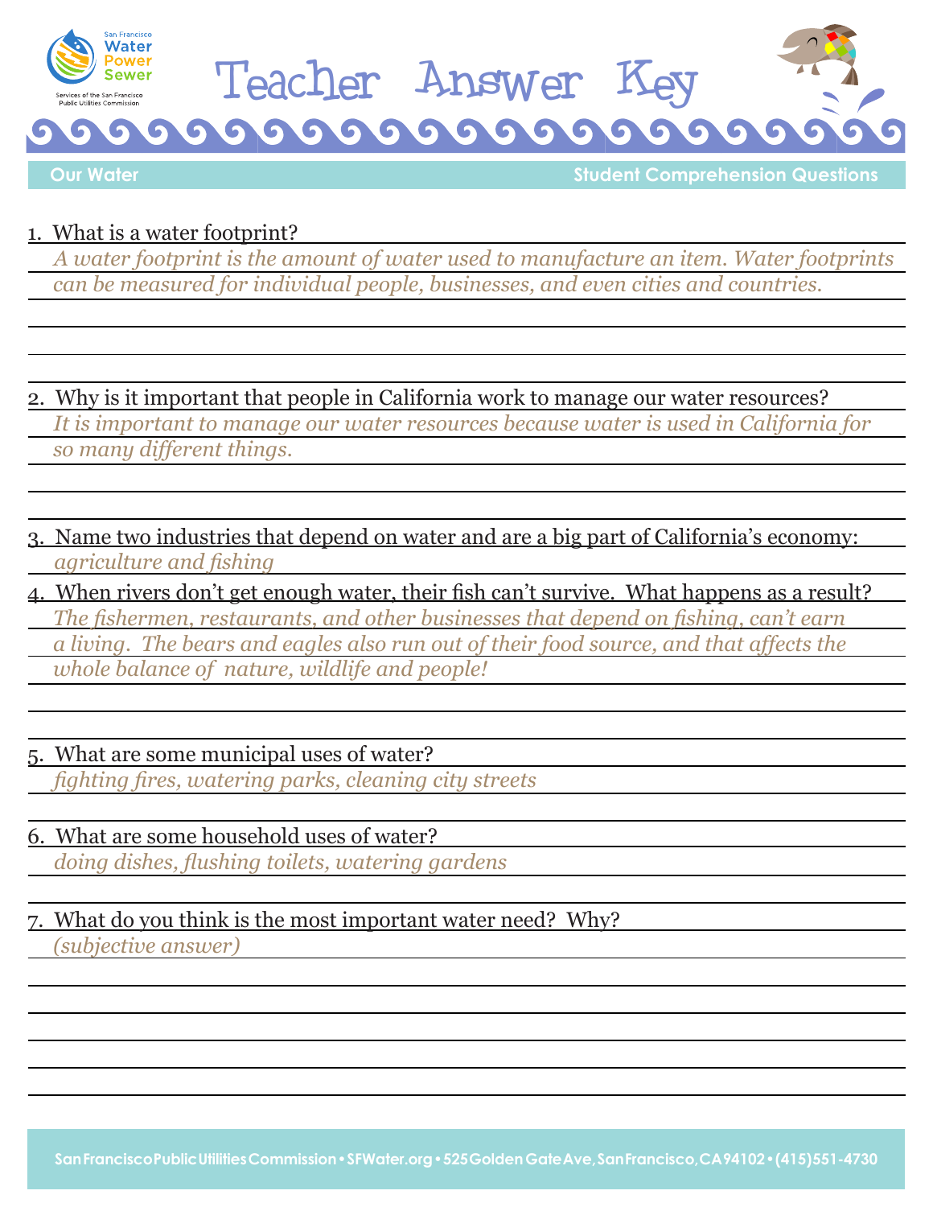# Teacher Answer Key

**Our Water** — **Student Comprehension Questions**

1. What is a water footprint?

   *A water footprint is the amount of water used to manufacture an item. Water footprints can be measured for individual people, businesses, and even cities and countries.*

2. Why is it important that people in California work to manage our water resources?

   *It is important to manage our water resources because water is used in California for so many different things.*

3. Name two industries that depend on water and are a big part of California's economy:

   *agriculture and fishing*

4. When rivers don't get enough water, their fish can't survive. What happens as a result?

   *The fishermen, restaurants, and other businesses that depend on fishing, can't earn a living. The bears and eagles also run out of their food source, and that affects the whole balance of nature, wildlife and people!*

5. What are some municipal uses of water?

   *fighting fires, watering parks, cleaning city streets*

6. What are some household uses of water?

   *doing dishes, flushing toilets, watering gardens*

7. What do you think is the most important water need? Why?

   *(subjective answer)*

San Francisco Public Utilities Commission • SFWater.org • 525 Golden Gate Ave, San Francisco, CA 94102 • (415)551-4730